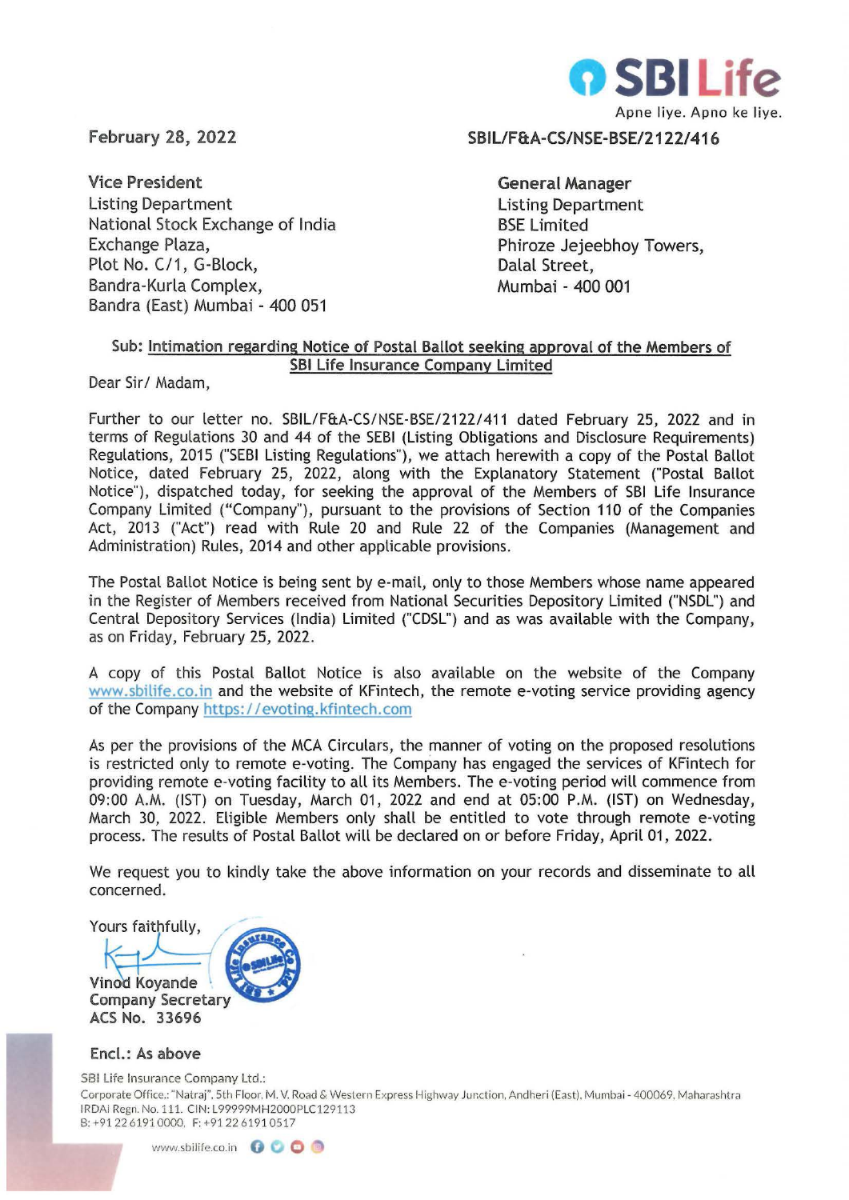February 28, 2022

SBIL/F&A-CS/NSE-BSE/2122/416

Vice President
Listing Department
National Stock Exchange of India
Exchange Plaza,
Plot No. C/1, G-Block,
Bandra-Kurla Complex,
Bandra (East) Mumbai - 400 051

General Manager
Listing Department
BSE Limited
Phiroze Jejeebhoy Towers,
Dalal Street,
Mumbai - 400 001

**Sub: Intimation regarding Notice of Postal Ballot seeking approval of the Members of SBI Life Insurance Company Limited**

Dear Sir/ Madam,

Further to our letter no. SBIL/F&A-CS/NSE-BSE/2122/411 dated February 25, 2022 and in terms of Regulations 30 and 44 of the SEBI (Listing Obligations and Disclosure Requirements) Regulations, 2015 ("SEBI Listing Regulations"), we attach herewith a copy of the Postal Ballot Notice, dated February 25, 2022, along with the Explanatory Statement ("Postal Ballot Notice"), dispatched today, for seeking the approval of the Members of SBI Life Insurance Company Limited ("Company"), pursuant to the provisions of Section 110 of the Companies Act, 2013 ("Act") read with Rule 20 and Rule 22 of the Companies (Management and Administration) Rules, 2014 and other applicable provisions.

The Postal Ballot Notice is being sent by e-mail, only to those Members whose name appeared in the Register of Members received from National Securities Depository Limited ("NSDL") and Central Depository Services (India) Limited ("CDSL") and as was available with the Company, as on Friday, February 25, 2022.

A copy of this Postal Ballot Notice is also available on the website of the Company www.sbilife.co.in and the website of KFintech, the remote e-voting service providing agency of the Company https://evoting.kfintech.com

As per the provisions of the MCA Circulars, the manner of voting on the proposed resolutions is restricted only to remote e-voting. The Company has engaged the services of KFintech for providing remote e-voting facility to all its Members. The e-voting period will commence from 09:00 A.M. (IST) on Tuesday, March 01, 2022 and end at 05:00 P.M. (IST) on Wednesday, March 30, 2022. Eligible Members only shall be entitled to vote through remote e-voting process. The results of Postal Ballot will be declared on or before Friday, April 01, 2022.

We request you to kindly take the above information on your records and disseminate to all concerned.

Yours faithfully,

Vinod Koyande
Company Secretary
ACS No. 33696

Encl.: As above

SBI Life Insurance Company Ltd.:
Corporate Office.: "Natraj", 5th Floor, M. V. Road & Western Express Highway Junction, Andheri (East), Mumbai - 400069, Maharashtra
IRDAI Regn. No. 111. CIN: L99999MH2000PLC129113
B: +91 22 6191 0000, F: +91 22 6191 0517

www.sbilife.co.in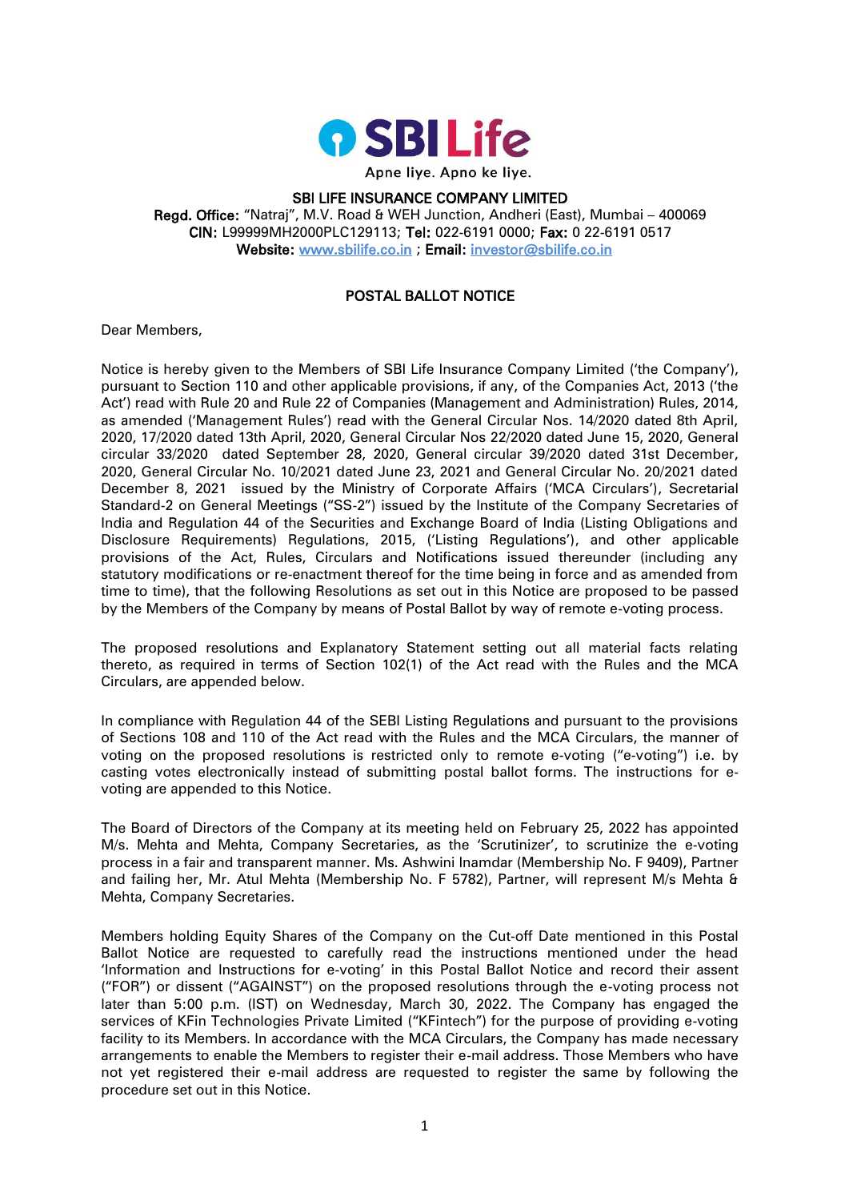SBI Life

Apne liye. Apno ke liye.

**SBI LIFE INSURANCE COMPANY LIMITED**
**Regd. Office:** "Natraj", M.V. Road & WEH Junction, Andheri (East), Mumbai – 400069
**CIN:** L99999MH2000PLC129113; **Tel:** 022-6191 0000; **Fax:** 0 22-6191 0517
**Website:** www.sbilife.co.in ; **Email:** investor@sbilife.co.in

# POSTAL BALLOT NOTICE

Dear Members,

Notice is hereby given to the Members of SBI Life Insurance Company Limited ('the Company'), pursuant to Section 110 and other applicable provisions, if any, of the Companies Act, 2013 ('the Act') read with Rule 20 and Rule 22 of Companies (Management and Administration) Rules, 2014, as amended ('Management Rules') read with the General Circular Nos. 14/2020 dated 8th April, 2020, 17/2020 dated 13th April, 2020, General Circular Nos 22/2020 dated June 15, 2020, General circular 33/2020 dated September 28, 2020, General circular 39/2020 dated 31st December, 2020, General Circular No. 10/2021 dated June 23, 2021 and General Circular No. 20/2021 dated December 8, 2021 issued by the Ministry of Corporate Affairs ('MCA Circulars'), Secretarial Standard-2 on General Meetings ("SS-2") issued by the Institute of the Company Secretaries of India and Regulation 44 of the Securities and Exchange Board of India (Listing Obligations and Disclosure Requirements) Regulations, 2015, ('Listing Regulations'), and other applicable provisions of the Act, Rules, Circulars and Notifications issued thereunder (including any statutory modifications or re-enactment thereof for the time being in force and as amended from time to time), that the following Resolutions as set out in this Notice are proposed to be passed by the Members of the Company by means of Postal Ballot by way of remote e-voting process.

The proposed resolutions and Explanatory Statement setting out all material facts relating thereto, as required in terms of Section 102(1) of the Act read with the Rules and the MCA Circulars, are appended below.

In compliance with Regulation 44 of the SEBI Listing Regulations and pursuant to the provisions of Sections 108 and 110 of the Act read with the Rules and the MCA Circulars, the manner of voting on the proposed resolutions is restricted only to remote e-voting ("e-voting") i.e. by casting votes electronically instead of submitting postal ballot forms. The instructions for e-voting are appended to this Notice.

The Board of Directors of the Company at its meeting held on February 25, 2022 has appointed M/s. Mehta and Mehta, Company Secretaries, as the 'Scrutinizer', to scrutinize the e-voting process in a fair and transparent manner. Ms. Ashwini Inamdar (Membership No. F 9409), Partner and failing her, Mr. Atul Mehta (Membership No. F 5782), Partner, will represent M/s Mehta & Mehta, Company Secretaries.

Members holding Equity Shares of the Company on the Cut-off Date mentioned in this Postal Ballot Notice are requested to carefully read the instructions mentioned under the head 'Information and Instructions for e-voting' in this Postal Ballot Notice and record their assent ("FOR") or dissent ("AGAINST") on the proposed resolutions through the e-voting process not later than 5:00 p.m. (IST) on Wednesday, March 30, 2022. The Company has engaged the services of KFin Technologies Private Limited ("KFintech") for the purpose of providing e-voting facility to its Members. In accordance with the MCA Circulars, the Company has made necessary arrangements to enable the Members to register their e-mail address. Those Members who have not yet registered their e-mail address are requested to register the same by following the procedure set out in this Notice.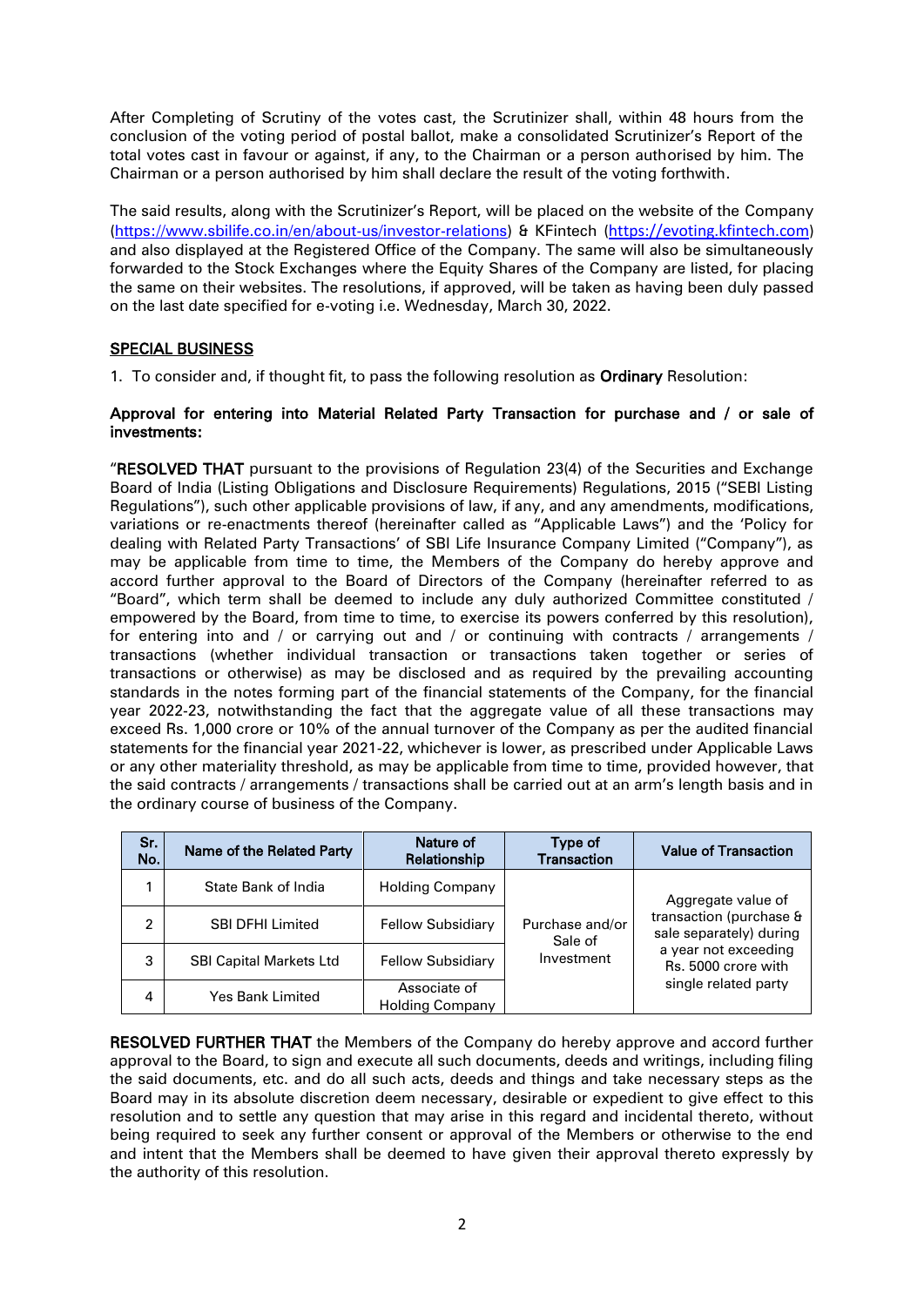After Completing of Scrutiny of the votes cast, the Scrutinizer shall, within 48 hours from the conclusion of the voting period of postal ballot, make a consolidated Scrutinizer's Report of the total votes cast in favour or against, if any, to the Chairman or a person authorised by him. The Chairman or a person authorised by him shall declare the result of the voting forthwith.

The said results, along with the Scrutinizer's Report, will be placed on the website of the Company (https://www.sbilife.co.in/en/about-us/investor-relations) & KFintech (https://evoting.kfintech.com) and also displayed at the Registered Office of the Company. The same will also be simultaneously forwarded to the Stock Exchanges where the Equity Shares of the Company are listed, for placing the same on their websites. The resolutions, if approved, will be taken as having been duly passed on the last date specified for e-voting i.e. Wednesday, March 30, 2022.

## SPECIAL BUSINESS

1. To consider and, if thought fit, to pass the following resolution as **Ordinary** Resolution:

**Approval for entering into Material Related Party Transaction for purchase and / or sale of investments:**

"**RESOLVED THAT** pursuant to the provisions of Regulation 23(4) of the Securities and Exchange Board of India (Listing Obligations and Disclosure Requirements) Regulations, 2015 ("SEBI Listing Regulations"), such other applicable provisions of law, if any, and any amendments, modifications, variations or re-enactments thereof (hereinafter called as "Applicable Laws") and the 'Policy for dealing with Related Party Transactions' of SBI Life Insurance Company Limited ("Company"), as may be applicable from time to time, the Members of the Company do hereby approve and accord further approval to the Board of Directors of the Company (hereinafter referred to as "Board", which term shall be deemed to include any duly authorized Committee constituted / empowered by the Board, from time to time, to exercise its powers conferred by this resolution), for entering into and / or carrying out and / or continuing with contracts / arrangements / transactions (whether individual transaction or transactions taken together or series of transactions or otherwise) as may be disclosed and as required by the prevailing accounting standards in the notes forming part of the financial statements of the Company, for the financial year 2022-23, notwithstanding the fact that the aggregate value of all these transactions may exceed Rs. 1,000 crore or 10% of the annual turnover of the Company as per the audited financial statements for the financial year 2021-22, whichever is lower, as prescribed under Applicable Laws or any other materiality threshold, as may be applicable from time to time, provided however, that the said contracts / arrangements / transactions shall be carried out at an arm's length basis and in the ordinary course of business of the Company.

| Sr. No. | Name of the Related Party | Nature of Relationship | Type of Transaction | Value of Transaction |
|---|---|---|---|---|
| 1 | State Bank of India | Holding Company | Purchase and/or Sale of Investment | Aggregate value of transaction (purchase & sale separately) during a year not exceeding Rs. 5000 crore with single related party |
| 2 | SBI DFHI Limited | Fellow Subsidiary | | |
| 3 | SBI Capital Markets Ltd | Fellow Subsidiary | | |
| 4 | Yes Bank Limited | Associate of Holding Company | | |

**RESOLVED FURTHER THAT** the Members of the Company do hereby approve and accord further approval to the Board, to sign and execute all such documents, deeds and writings, including filing the said documents, etc. and do all such acts, deeds and things and take necessary steps as the Board may in its absolute discretion deem necessary, desirable or expedient to give effect to this resolution and to settle any question that may arise in this regard and incidental thereto, without being required to seek any further consent or approval of the Members or otherwise to the end and intent that the Members shall be deemed to have given their approval thereto expressly by the authority of this resolution.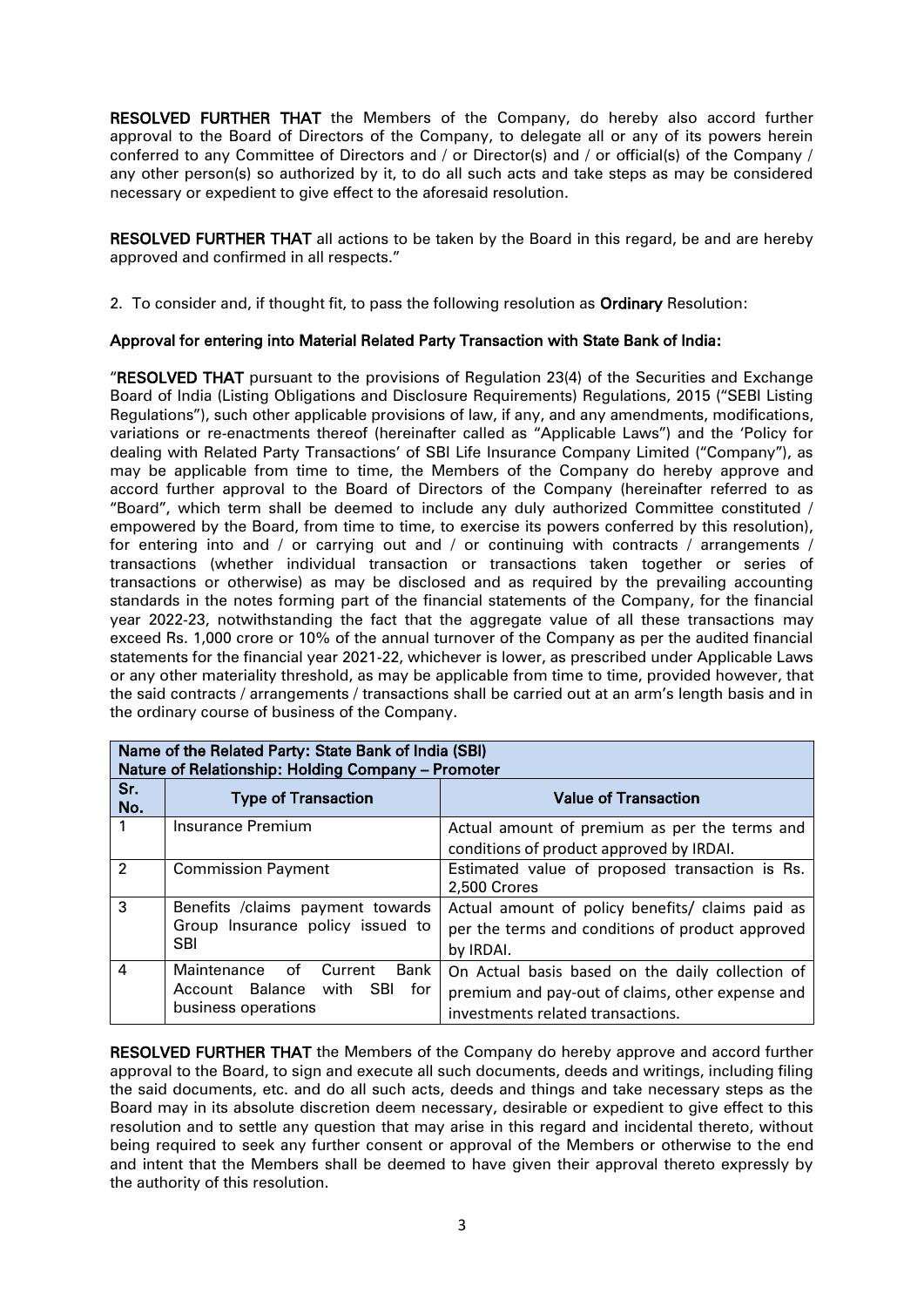**RESOLVED FURTHER THAT** the Members of the Company, do hereby also accord further approval to the Board of Directors of the Company, to delegate all or any of its powers herein conferred to any Committee of Directors and / or Director(s) and / or official(s) of the Company / any other person(s) so authorized by it, to do all such acts and take steps as may be considered necessary or expedient to give effect to the aforesaid resolution.

**RESOLVED FURTHER THAT** all actions to be taken by the Board in this regard, be and are hereby approved and confirmed in all respects."

2. To consider and, if thought fit, to pass the following resolution as **Ordinary** Resolution:

**Approval for entering into Material Related Party Transaction with State Bank of India:**

"**RESOLVED THAT** pursuant to the provisions of Regulation 23(4) of the Securities and Exchange Board of India (Listing Obligations and Disclosure Requirements) Regulations, 2015 ("SEBI Listing Regulations"), such other applicable provisions of law, if any, and any amendments, modifications, variations or re-enactments thereof (hereinafter called as "Applicable Laws") and the 'Policy for dealing with Related Party Transactions' of SBI Life Insurance Company Limited ("Company"), as may be applicable from time to time, the Members of the Company do hereby approve and accord further approval to the Board of Directors of the Company (hereinafter referred to as "Board", which term shall be deemed to include any duly authorized Committee constituted / empowered by the Board, from time to time, to exercise its powers conferred by this resolution), for entering into and / or carrying out and / or continuing with contracts / arrangements / transactions (whether individual transaction or transactions taken together or series of transactions or otherwise) as may be disclosed and as required by the prevailing accounting standards in the notes forming part of the financial statements of the Company, for the financial year 2022-23, notwithstanding the fact that the aggregate value of all these transactions may exceed Rs. 1,000 crore or 10% of the annual turnover of the Company as per the audited financial statements for the financial year 2021-22, whichever is lower, as prescribed under Applicable Laws or any other materiality threshold, as may be applicable from time to time, provided however, that the said contracts / arrangements / transactions shall be carried out at an arm's length basis and in the ordinary course of business of the Company.

| **Name of the Related Party: State Bank of India (SBI)<br>Nature of Relationship: Holding Company – Promoter** | | |
|---|---|---|
| **Sr. No.** | **Type of Transaction** | **Value of Transaction** |
| 1 | Insurance Premium | Actual amount of premium as per the terms and conditions of product approved by IRDAI. |
| 2 | Commission Payment | Estimated value of proposed transaction is Rs. 2,500 Crores |
| 3 | Benefits /claims payment towards Group Insurance policy issued to SBI | Actual amount of policy benefits/ claims paid as per the terms and conditions of product approved by IRDAI. |
| 4 | Maintenance of Current Bank Account Balance with SBI for business operations | On Actual basis based on the daily collection of premium and pay-out of claims, other expense and investments related transactions. |

**RESOLVED FURTHER THAT** the Members of the Company do hereby approve and accord further approval to the Board, to sign and execute all such documents, deeds and writings, including filing the said documents, etc. and do all such acts, deeds and things and take necessary steps as the Board may in its absolute discretion deem necessary, desirable or expedient to give effect to this resolution and to settle any question that may arise in this regard and incidental thereto, without being required to seek any further consent or approval of the Members or otherwise to the end and intent that the Members shall be deemed to have given their approval thereto expressly by the authority of this resolution.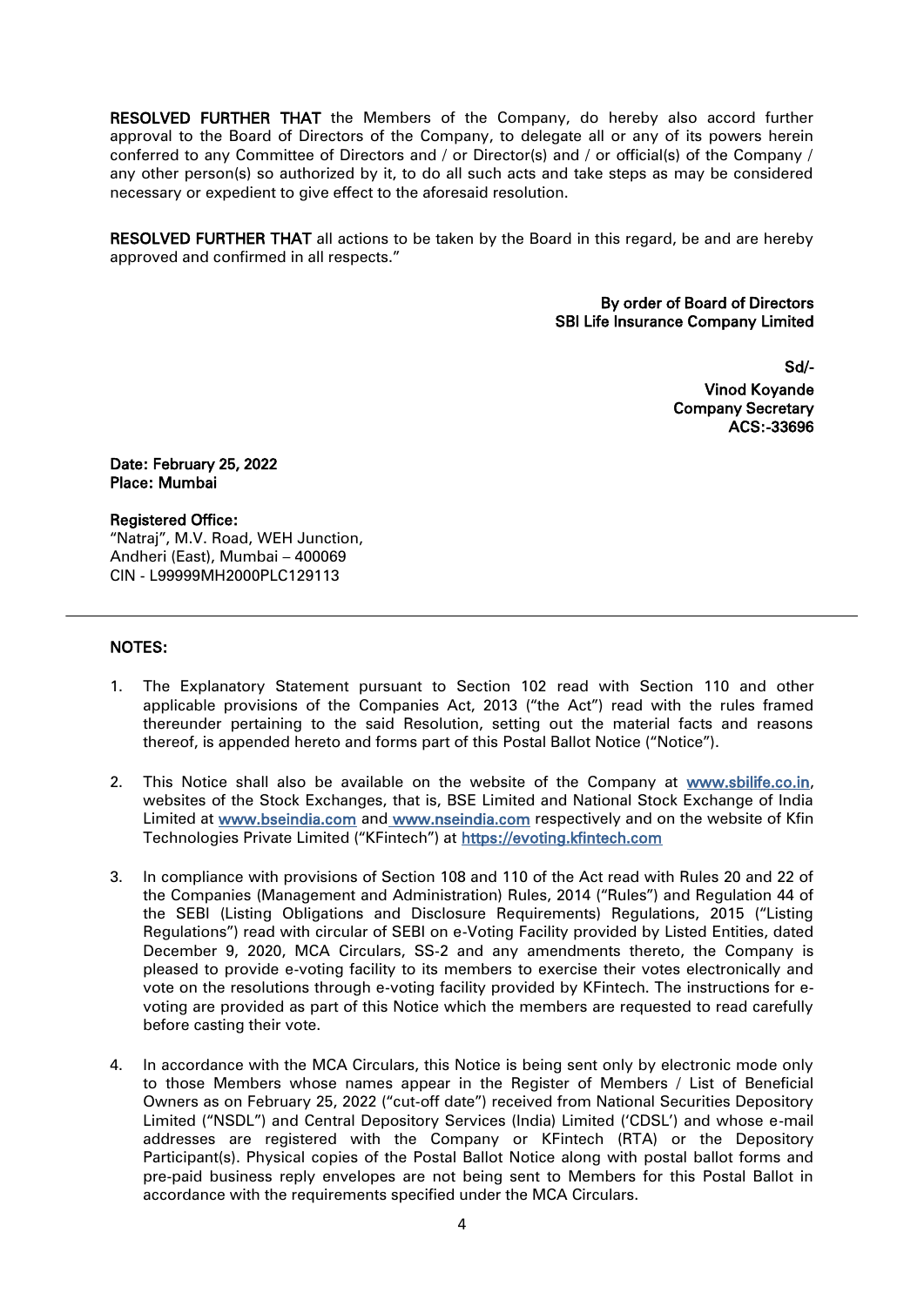**RESOLVED FURTHER THAT** the Members of the Company, do hereby also accord further approval to the Board of Directors of the Company, to delegate all or any of its powers herein conferred to any Committee of Directors and / or Director(s) and / or official(s) of the Company / any other person(s) so authorized by it, to do all such acts and take steps as may be considered necessary or expedient to give effect to the aforesaid resolution.

**RESOLVED FURTHER THAT** all actions to be taken by the Board in this regard, be and are hereby approved and confirmed in all respects."

**By order of Board of Directors**
**SBI Life Insurance Company Limited**

**Sd/-**
**Vinod Koyande**
**Company Secretary**
**ACS:-33696**

**Date: February 25, 2022**
**Place: Mumbai**

**Registered Office:**
"Natraj", M.V. Road, WEH Junction,
Andheri (East), Mumbai – 400069
CIN - L99999MH2000PLC129113

---

## NOTES:

1. The Explanatory Statement pursuant to Section 102 read with Section 110 and other applicable provisions of the Companies Act, 2013 ("the Act") read with the rules framed thereunder pertaining to the said Resolution, setting out the material facts and reasons thereof, is appended hereto and forms part of this Postal Ballot Notice ("Notice").

2. This Notice shall also be available on the website of the Company at www.sbilife.co.in, websites of the Stock Exchanges, that is, BSE Limited and National Stock Exchange of India Limited at www.bseindia.com and www.nseindia.com respectively and on the website of Kfin Technologies Private Limited ("KFintech") at https://evoting.kfintech.com

3. In compliance with provisions of Section 108 and 110 of the Act read with Rules 20 and 22 of the Companies (Management and Administration) Rules, 2014 ("Rules") and Regulation 44 of the SEBI (Listing Obligations and Disclosure Requirements) Regulations, 2015 ("Listing Regulations") read with circular of SEBI on e-Voting Facility provided by Listed Entities, dated December 9, 2020, MCA Circulars, SS-2 and any amendments thereto, the Company is pleased to provide e-voting facility to its members to exercise their votes electronically and vote on the resolutions through e-voting facility provided by KFintech. The instructions for e-voting are provided as part of this Notice which the members are requested to read carefully before casting their vote.

4. In accordance with the MCA Circulars, this Notice is being sent only by electronic mode only to those Members whose names appear in the Register of Members / List of Beneficial Owners as on February 25, 2022 ("cut-off date") received from National Securities Depository Limited ("NSDL") and Central Depository Services (India) Limited ('CDSL') and whose e-mail addresses are registered with the Company or KFintech (RTA) or the Depository Participant(s). Physical copies of the Postal Ballot Notice along with postal ballot forms and pre-paid business reply envelopes are not being sent to Members for this Postal Ballot in accordance with the requirements specified under the MCA Circulars.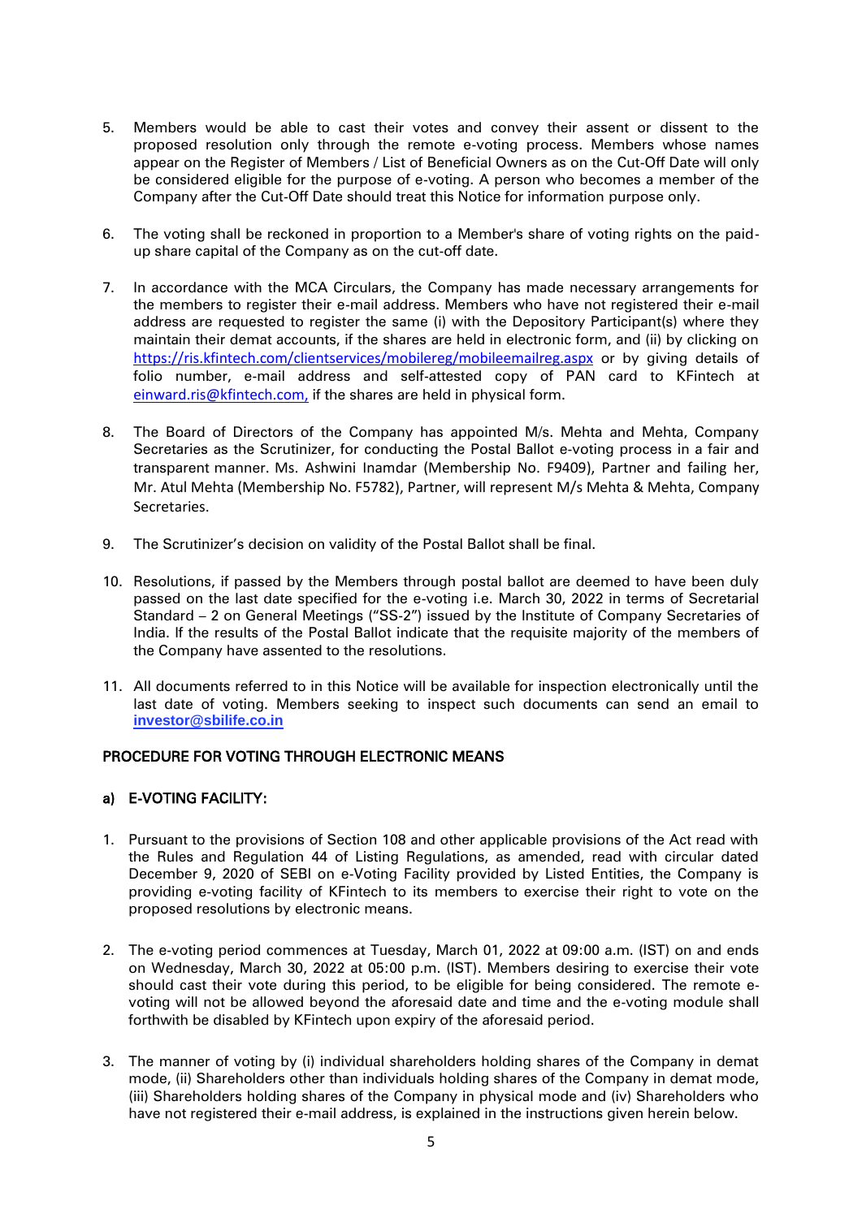5. Members would be able to cast their votes and convey their assent or dissent to the proposed resolution only through the remote e-voting process. Members whose names appear on the Register of Members / List of Beneficial Owners as on the Cut-Off Date will only be considered eligible for the purpose of e-voting. A person who becomes a member of the Company after the Cut-Off Date should treat this Notice for information purpose only.

6. The voting shall be reckoned in proportion to a Member's share of voting rights on the paid-up share capital of the Company as on the cut-off date.

7. In accordance with the MCA Circulars, the Company has made necessary arrangements for the members to register their e-mail address. Members who have not registered their e-mail address are requested to register the same (i) with the Depository Participant(s) where they maintain their demat accounts, if the shares are held in electronic form, and (ii) by clicking on https://ris.kfintech.com/clientservices/mobilereg/mobileemailreg.aspx or by giving details of folio number, e-mail address and self-attested copy of PAN card to KFintech at einward.ris@kfintech.com, if the shares are held in physical form.

8. The Board of Directors of the Company has appointed M/s. Mehta and Mehta, Company Secretaries as the Scrutinizer, for conducting the Postal Ballot e-voting process in a fair and transparent manner. Ms. Ashwini Inamdar (Membership No. F9409), Partner and failing her, Mr. Atul Mehta (Membership No. F5782), Partner, will represent M/s Mehta & Mehta, Company Secretaries.

9. The Scrutinizer's decision on validity of the Postal Ballot shall be final.

10. Resolutions, if passed by the Members through postal ballot are deemed to have been duly passed on the last date specified for the e-voting i.e. March 30, 2022 in terms of Secretarial Standard – 2 on General Meetings ("SS-2") issued by the Institute of Company Secretaries of India. If the results of the Postal Ballot indicate that the requisite majority of the members of the Company have assented to the resolutions.

11. All documents referred to in this Notice will be available for inspection electronically until the last date of voting. Members seeking to inspect such documents can send an email to **investor@sbilife.co.in**

## PROCEDURE FOR VOTING THROUGH ELECTRONIC MEANS

### a) E-VOTING FACILITY:

1. Pursuant to the provisions of Section 108 and other applicable provisions of the Act read with the Rules and Regulation 44 of Listing Regulations, as amended, read with circular dated December 9, 2020 of SEBI on e-Voting Facility provided by Listed Entities, the Company is providing e-voting facility of KFintech to its members to exercise their right to vote on the proposed resolutions by electronic means.

2. The e-voting period commences at Tuesday, March 01, 2022 at 09:00 a.m. (IST) on and ends on Wednesday, March 30, 2022 at 05:00 p.m. (IST). Members desiring to exercise their vote should cast their vote during this period, to be eligible for being considered. The remote e-voting will not be allowed beyond the aforesaid date and time and the e-voting module shall forthwith be disabled by KFintech upon expiry of the aforesaid period.

3. The manner of voting by (i) individual shareholders holding shares of the Company in demat mode, (ii) Shareholders other than individuals holding shares of the Company in demat mode, (iii) Shareholders holding shares of the Company in physical mode and (iv) Shareholders who have not registered their e-mail address, is explained in the instructions given herein below.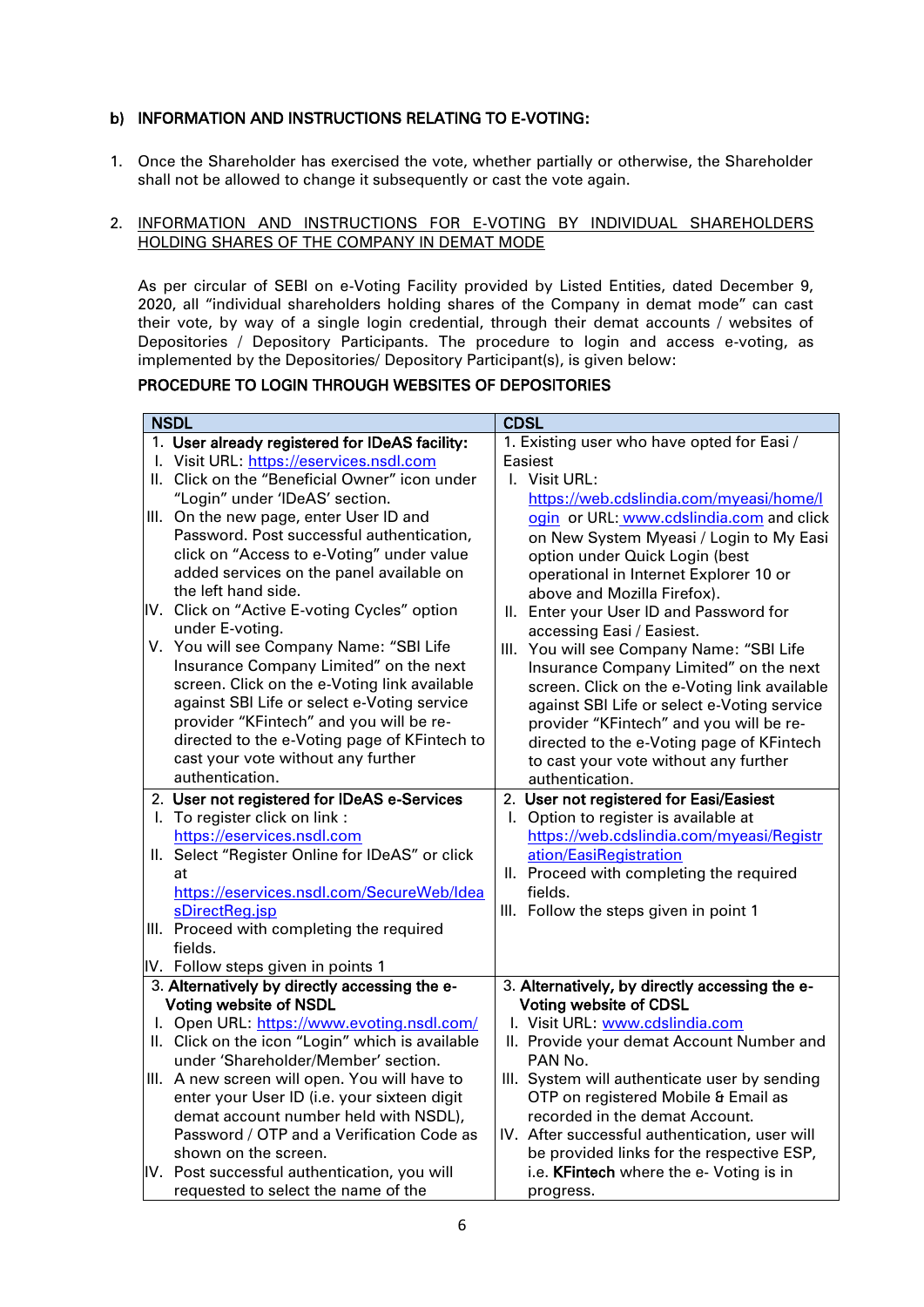**b) INFORMATION AND INSTRUCTIONS RELATING TO E-VOTING:**

1. Once the Shareholder has exercised the vote, whether partially or otherwise, the Shareholder shall not be allowed to change it subsequently or cast the vote again.

2. INFORMATION AND INSTRUCTIONS FOR E-VOTING BY INDIVIDUAL SHAREHOLDERS HOLDING SHARES OF THE COMPANY IN DEMAT MODE

As per circular of SEBI on e-Voting Facility provided by Listed Entities, dated December 9, 2020, all "individual shareholders holding shares of the Company in demat mode" can cast their vote, by way of a single login credential, through their demat accounts / websites of Depositories / Depository Participants. The procedure to login and access e-voting, as implemented by the Depositories/ Depository Participant(s), is given below:

**PROCEDURE TO LOGIN THROUGH WEBSITES OF DEPOSITORIES**

| NSDL | CDSL |
|---|---|
| 1. **User already registered for IDeAS facility:**<br>I. Visit URL: https://eservices.nsdl.com<br>II. Click on the "Beneficial Owner" icon under "Login" under 'IDeAS' section.<br>III. On the new page, enter User ID and Password. Post successful authentication, click on "Access to e-Voting" under value added services on the panel available on the left hand side.<br>IV. Click on "Active E-voting Cycles" option under E-voting.<br>V. You will see Company Name: "SBI Life Insurance Company Limited" on the next screen. Click on the e-Voting link available against SBI Life or select e-Voting service provider "KFintech" and you will be re-directed to the e-Voting page of KFintech to cast your vote without any further authentication. | 1. Existing user who have opted for Easi / Easiest<br>I. Visit URL: https://web.cdslindia.com/myeasi/home/login or URL: www.cdslindia.com and click on New System Myeasi / Login to My Easi option under Quick Login (best operational in Internet Explorer 10 or above and Mozilla Firefox).<br>II. Enter your User ID and Password for accessing Easi / Easiest.<br>III. You will see Company Name: "SBI Life Insurance Company Limited" on the next screen. Click on the e-Voting link available against SBI Life or select e-Voting service provider "KFintech" and you will be re-directed to the e-Voting page of KFintech to cast your vote without any further authentication. |
| 2. **User not registered for IDeAS e-Services**<br>I. To register click on link : https://eservices.nsdl.com<br>II. Select "Register Online for IDeAS" or click at https://eservices.nsdl.com/SecureWeb/IdeasDirectReg.jsp<br>III. Proceed with completing the required fields.<br>IV. Follow steps given in points 1 | 2. **User not registered for Easi/Easiest**<br>I. Option to register is available at https://web.cdslindia.com/myeasi/Registration/EasiRegistration<br>II. Proceed with completing the required fields.<br>III. Follow the steps given in point 1 |
| 3. **Alternatively by directly accessing the e-Voting website of NSDL**<br>I. Open URL: https://www.evoting.nsdl.com/<br>II. Click on the icon "Login" which is available under 'Shareholder/Member' section.<br>III. A new screen will open. You will have to enter your User ID (i.e. your sixteen digit demat account number held with NSDL), Password / OTP and a Verification Code as shown on the screen.<br>IV. Post successful authentication, you will requested to select the name of the | 3. **Alternatively, by directly accessing the e-Voting website of CDSL**<br>I. Visit URL: www.cdslindia.com<br>II. Provide your demat Account Number and PAN No.<br>III. System will authenticate user by sending OTP on registered Mobile & Email as recorded in the demat Account.<br>IV. After successful authentication, user will be provided links for the respective ESP, i.e. **KFintech** where the e- Voting is in progress. |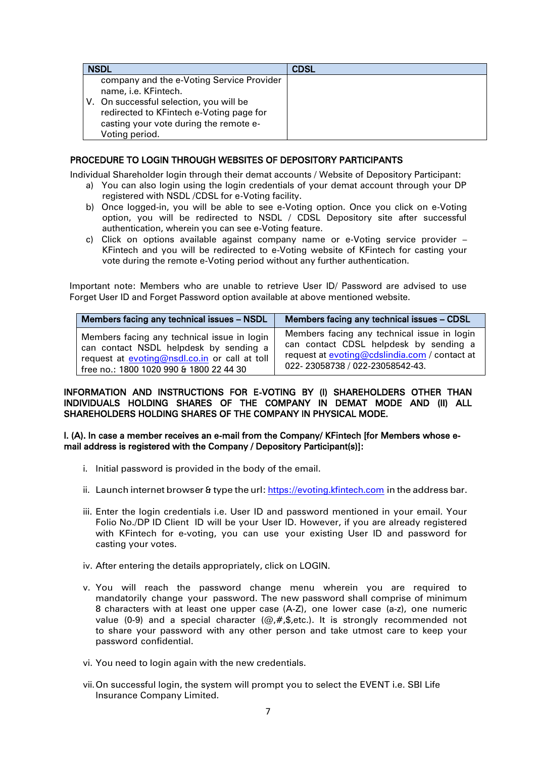| NSDL | CDSL |
|---|---|
| company and the e-Voting Service Provider name, i.e. KFintech.<br>V. On successful selection, you will be redirected to KFintech e-Voting page for casting your vote during the remote e-Voting period. | |

**PROCEDURE TO LOGIN THROUGH WEBSITES OF DEPOSITORY PARTICIPANTS**

Individual Shareholder login through their demat accounts / Website of Depository Participant:

a) You can also login using the login credentials of your demat account through your DP registered with NSDL /CDSL for e-Voting facility.
b) Once logged-in, you will be able to see e-Voting option. Once you click on e-Voting option, you will be redirected to NSDL / CDSL Depository site after successful authentication, wherein you can see e-Voting feature.
c) Click on options available against company name or e-Voting service provider – KFintech and you will be redirected to e-Voting website of KFintech for casting your vote during the remote e-Voting period without any further authentication.

Important note: Members who are unable to retrieve User ID/ Password are advised to use Forget User ID and Forget Password option available at above mentioned website.

| Members facing any technical issues – NSDL | Members facing any technical issues – CDSL |
|---|---|
| Members facing any technical issue in login can contact NSDL helpdesk by sending a request at evoting@nsdl.co.in or call at toll free no.: 1800 1020 990 & 1800 22 44 30 | Members facing any technical issue in login can contact CDSL helpdesk by sending a request at evoting@cdslindia.com / contact at 022- 23058738 / 022-23058542-43. |

**INFORMATION AND INSTRUCTIONS FOR E-VOTING BY (I) SHAREHOLDERS OTHER THAN INDIVIDUALS HOLDING SHARES OF THE COMPANY IN DEMAT MODE AND (II) ALL SHAREHOLDERS HOLDING SHARES OF THE COMPANY IN PHYSICAL MODE.**

**I. (A). In case a member receives an e-mail from the Company/ KFintech [for Members whose e-mail address is registered with the Company / Depository Participant(s)]:**

i. Initial password is provided in the body of the email.

ii. Launch internet browser & type the url: https://evoting.kfintech.com in the address bar.

iii. Enter the login credentials i.e. User ID and password mentioned in your email. Your Folio No./DP ID Client ID will be your User ID. However, if you are already registered with KFintech for e-voting, you can use your existing User ID and password for casting your votes.

iv. After entering the details appropriately, click on LOGIN.

v. You will reach the password change menu wherein you are required to mandatorily change your password. The new password shall comprise of minimum 8 characters with at least one upper case (A-Z), one lower case (a-z), one numeric value (0-9) and a special character (@,#,$,etc.). It is strongly recommended not to share your password with any other person and take utmost care to keep your password confidential.

vi. You need to login again with the new credentials.

vii. On successful login, the system will prompt you to select the EVENT i.e. SBI Life Insurance Company Limited.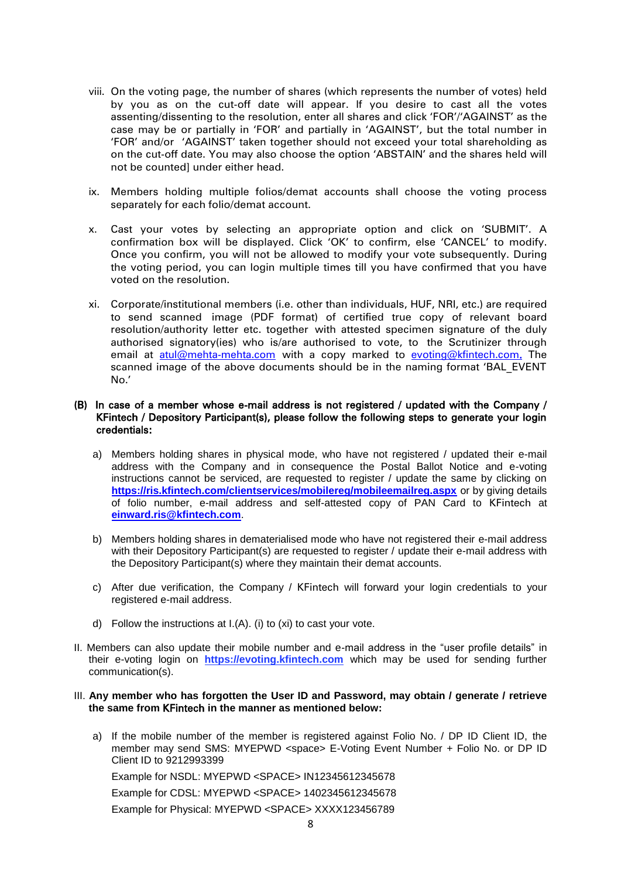viii. On the voting page, the number of shares (which represents the number of votes) held by you as on the cut-off date will appear. If you desire to cast all the votes assenting/dissenting to the resolution, enter all shares and click 'FOR'/'AGAINST' as the case may be or partially in 'FOR' and partially in 'AGAINST', but the total number in 'FOR' and/or 'AGAINST' taken together should not exceed your total shareholding as on the cut-off date. You may also choose the option 'ABSTAIN' and the shares held will not be counted] under either head.

ix. Members holding multiple folios/demat accounts shall choose the voting process separately for each folio/demat account.

x. Cast your votes by selecting an appropriate option and click on 'SUBMIT'. A confirmation box will be displayed. Click 'OK' to confirm, else 'CANCEL' to modify. Once you confirm, you will not be allowed to modify your vote subsequently. During the voting period, you can login multiple times till you have confirmed that you have voted on the resolution.

xi. Corporate/institutional members (i.e. other than individuals, HUF, NRI, etc.) are required to send scanned image (PDF format) of certified true copy of relevant board resolution/authority letter etc. together with attested specimen signature of the duly authorised signatory(ies) who is/are authorised to vote, to the Scrutinizer through email at atul@mehta-mehta.com with a copy marked to evoting@kfintech.com. The scanned image of the above documents should be in the naming format 'BAL_EVENT No.'

**(B) In case of a member whose e-mail address is not registered / updated with the Company / KFintech / Depository Participant(s), please follow the following steps to generate your login credentials:**

a) Members holding shares in physical mode, who have not registered / updated their e-mail address with the Company and in consequence the Postal Ballot Notice and e-voting instructions cannot be serviced, are requested to register / update the same by clicking on **https://ris.kfintech.com/clientservices/mobilereg/mobileemailreg.aspx** or by giving details of folio number, e-mail address and self-attested copy of PAN Card to KFintech at **einward.ris@kfintech.com**.

b) Members holding shares in dematerialised mode who have not registered their e-mail address with their Depository Participant(s) are requested to register / update their e-mail address with the Depository Participant(s) where they maintain their demat accounts.

c) After due verification, the Company / KFintech will forward your login credentials to your registered e-mail address.

d) Follow the instructions at I.(A). (i) to (xi) to cast your vote.

II. Members can also update their mobile number and e-mail address in the "user profile details" in their e-voting login on **https://evoting.kfintech.com** which may be used for sending further communication(s).

III. **Any member who has forgotten the User ID and Password, may obtain / generate / retrieve the same from KFintech in the manner as mentioned below:**

a) If the mobile number of the member is registered against Folio No. / DP ID Client ID, the member may send SMS: MYEPWD <space> E-Voting Event Number + Folio No. or DP ID Client ID to 9212993399

Example for NSDL: MYEPWD <SPACE> IN12345612345678

Example for CDSL: MYEPWD <SPACE> 1402345612345678

Example for Physical: MYEPWD <SPACE> XXXX123456789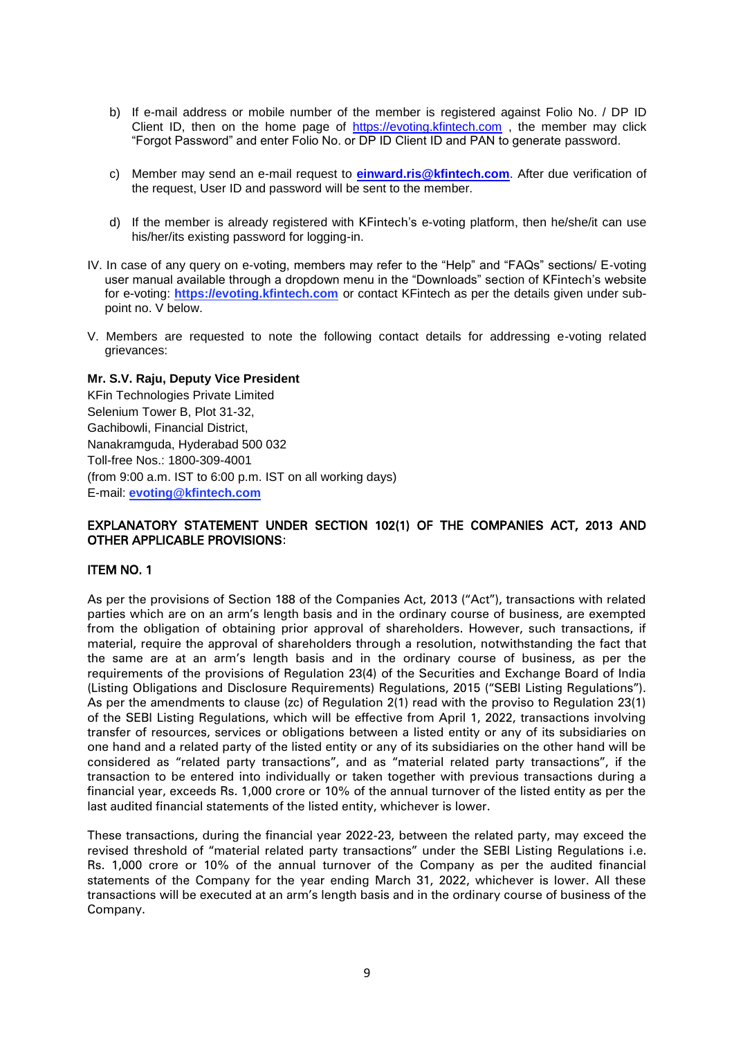b) If e-mail address or mobile number of the member is registered against Folio No. / DP ID Client ID, then on the home page of https://evoting.kfintech.com , the member may click "Forgot Password" and enter Folio No. or DP ID Client ID and PAN to generate password.

c) Member may send an e-mail request to **einward.ris@kfintech.com**. After due verification of the request, User ID and password will be sent to the member.

d) If the member is already registered with KFintech's e-voting platform, then he/she/it can use his/her/its existing password for logging-in.

IV. In case of any query on e-voting, members may refer to the "Help" and "FAQs" sections/ E-voting user manual available through a dropdown menu in the "Downloads" section of KFintech's website for e-voting: **https://evoting.kfintech.com** or contact KFintech as per the details given under sub-point no. V below.

V. Members are requested to note the following contact details for addressing e-voting related grievances:

**Mr. S.V. Raju, Deputy Vice President**
KFin Technologies Private Limited
Selenium Tower B, Plot 31-32,
Gachibowli, Financial District,
Nanakramguda, Hyderabad 500 032
Toll-free Nos.: 1800-309-4001
(from 9:00 a.m. IST to 6:00 p.m. IST on all working days)
E-mail: **evoting@kfintech.com**

## EXPLANATORY STATEMENT UNDER SECTION 102(1) OF THE COMPANIES ACT, 2013 AND OTHER APPLICABLE PROVISIONS:

### ITEM NO. 1

As per the provisions of Section 188 of the Companies Act, 2013 ("Act"), transactions with related parties which are on an arm's length basis and in the ordinary course of business, are exempted from the obligation of obtaining prior approval of shareholders. However, such transactions, if material, require the approval of shareholders through a resolution, notwithstanding the fact that the same are at an arm's length basis and in the ordinary course of business, as per the requirements of the provisions of Regulation 23(4) of the Securities and Exchange Board of India (Listing Obligations and Disclosure Requirements) Regulations, 2015 ("SEBI Listing Regulations"). As per the amendments to clause (zc) of Regulation 2(1) read with the proviso to Regulation 23(1) of the SEBI Listing Regulations, which will be effective from April 1, 2022, transactions involving transfer of resources, services or obligations between a listed entity or any of its subsidiaries on one hand and a related party of the listed entity or any of its subsidiaries on the other hand will be considered as "related party transactions", and as "material related party transactions", if the transaction to be entered into individually or taken together with previous transactions during a financial year, exceeds Rs. 1,000 crore or 10% of the annual turnover of the listed entity as per the last audited financial statements of the listed entity, whichever is lower.

These transactions, during the financial year 2022-23, between the related party, may exceed the revised threshold of "material related party transactions" under the SEBI Listing Regulations i.e. Rs. 1,000 crore or 10% of the annual turnover of the Company as per the audited financial statements of the Company for the year ending March 31, 2022, whichever is lower. All these transactions will be executed at an arm's length basis and in the ordinary course of business of the Company.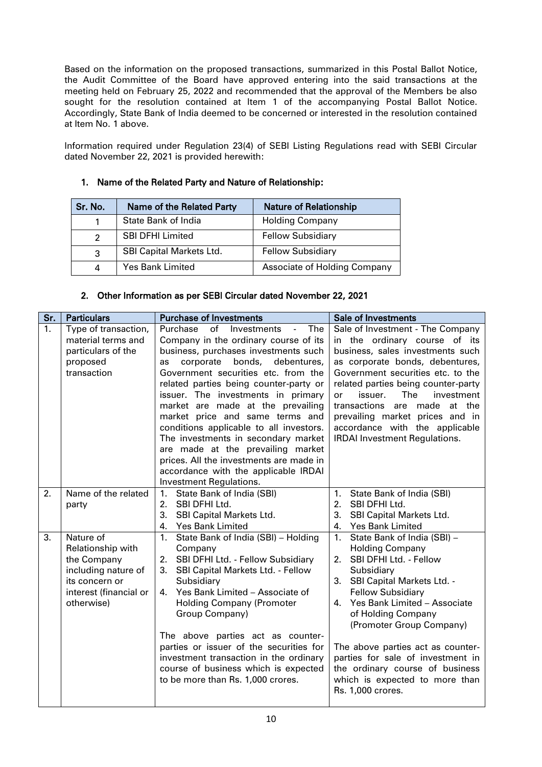Based on the information on the proposed transactions, summarized in this Postal Ballot Notice, the Audit Committee of the Board have approved entering into the said transactions at the meeting held on February 25, 2022 and recommended that the approval of the Members be also sought for the resolution contained at Item 1 of the accompanying Postal Ballot Notice. Accordingly, State Bank of India deemed to be concerned or interested in the resolution contained at Item No. 1 above.

Information required under Regulation 23(4) of SEBI Listing Regulations read with SEBI Circular dated November 22, 2021 is provided herewith:

### 1. Name of the Related Party and Nature of Relationship:

| Sr. No. | Name of the Related Party | Nature of Relationship |
|---|---|---|
| 1 | State Bank of India | Holding Company |
| 2 | SBI DFHI Limited | Fellow Subsidiary |
| 3 | SBI Capital Markets Ltd. | Fellow Subsidiary |
| 4 | Yes Bank Limited | Associate of Holding Company |

### 2. Other Information as per SEBI Circular dated November 22, 2021

| Sr. | Particulars | Purchase of Investments | Sale of Investments |
|---|---|---|---|
| 1. | Type of transaction, material terms and particulars of the proposed transaction | Purchase of Investments - The Company in the ordinary course of its business, purchases investments such as corporate bonds, debentures, Government securities etc. from the related parties being counter-party or issuer. The investments in primary market are made at the prevailing market price and same terms and conditions applicable to all investors. The investments in secondary market are made at the prevailing market prices. All the investments are made in accordance with the applicable IRDAI Investment Regulations. | Sale of Investment - The Company in the ordinary course of its business, sales investments such as corporate bonds, debentures, Government securities etc. to the related parties being counter-party or issuer. The investment transactions are made at the prevailing market prices and in accordance with the applicable IRDAI Investment Regulations. |
| 2. | Name of the related party | 1. State Bank of India (SBI)<br>2. SBI DFHI Ltd.<br>3. SBI Capital Markets Ltd.<br>4. Yes Bank Limited | 1. State Bank of India (SBI)<br>2. SBI DFHI Ltd.<br>3. SBI Capital Markets Ltd.<br>4. Yes Bank Limited |
| 3. | Nature of Relationship with the Company including nature of its concern or interest (financial or otherwise) | 1. State Bank of India (SBI) – Holding Company<br>2. SBI DFHI Ltd. - Fellow Subsidiary<br>3. SBI Capital Markets Ltd. - Fellow Subsidiary<br>4. Yes Bank Limited – Associate of Holding Company (Promoter Group Company)<br><br>The above parties act as counter-parties or issuer of the securities for investment transaction in the ordinary course of business which is expected to be more than Rs. 1,000 crores. | 1. State Bank of India (SBI) – Holding Company<br>2. SBI DFHI Ltd. - Fellow Subsidiary<br>3. SBI Capital Markets Ltd. - Fellow Subsidiary<br>4. Yes Bank Limited – Associate of Holding Company (Promoter Group Company)<br><br>The above parties act as counter-parties for sale of investment in the ordinary course of business which is expected to more than Rs. 1,000 crores. |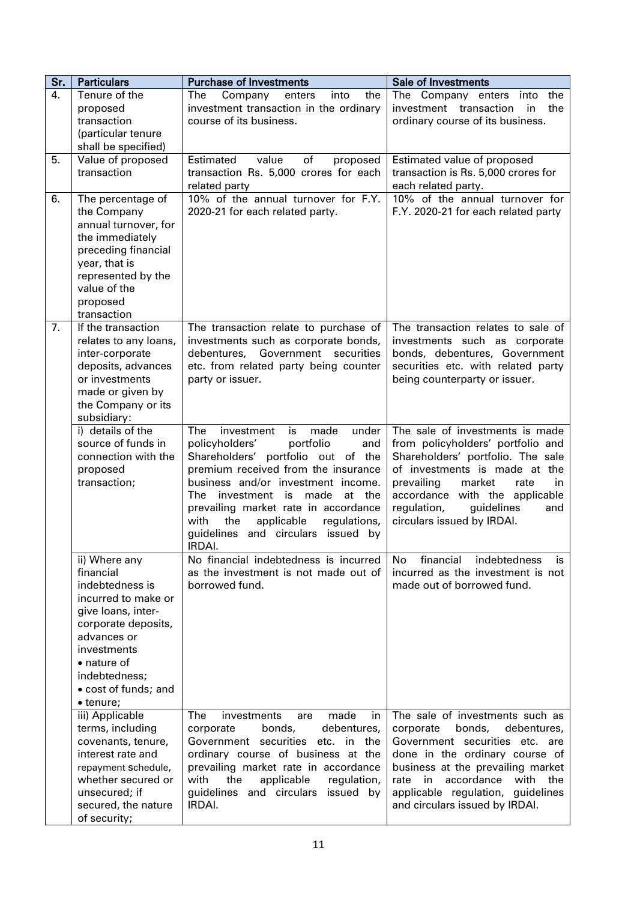| Sr. | Particulars | Purchase of Investments | Sale of Investments |
|---|---|---|---|
| 4. | Tenure of the proposed transaction (particular tenure shall be specified) | The Company enters into the investment transaction in the ordinary course of its business. | The Company enters into the investment transaction in the ordinary course of its business. |
| 5. | Value of proposed transaction | Estimated value of proposed transaction Rs. 5,000 crores for each related party | Estimated value of proposed transaction is Rs. 5,000 crores for each related party. |
| 6. | The percentage of the Company annual turnover, for the immediately preceding financial year, that is represented by the value of the proposed transaction | 10% of the annual turnover for F.Y. 2020-21 for each related party. | 10% of the annual turnover for F.Y. 2020-21 for each related party |
| 7. | If the transaction relates to any loans, inter-corporate deposits, advances or investments made or given by the Company or its subsidiary: | The transaction relate to purchase of investments such as corporate bonds, debentures, Government securities etc. from related party being counter party or issuer. | The transaction relates to sale of investments such as corporate bonds, debentures, Government securities etc. with related party being counterparty or issuer. |
| | i) details of the source of funds in connection with the proposed transaction; | The investment is made under policyholders' portfolio and Shareholders' portfolio out of the premium received from the insurance business and/or investment income. The investment is made at the prevailing market rate in accordance with the applicable regulations, guidelines and circulars issued by IRDAI. | The sale of investments is made from policyholders' portfolio and Shareholders' portfolio. The sale of investments is made at the prevailing market rate in accordance with the applicable regulation, guidelines and circulars issued by IRDAI. |
| | ii) Where any financial indebtedness is incurred to make or give loans, inter-corporate deposits, advances or investments<br>• nature of indebtedness;<br>• cost of funds; and<br>• tenure; | No financial indebtedness is incurred as the investment is not made out of borrowed fund. | No financial indebtedness is incurred as the investment is not made out of borrowed fund. |
| | iii) Applicable terms, including covenants, tenure, interest rate and repayment schedule, whether secured or unsecured; if secured, the nature of security; | The investments are made in corporate bonds, debentures, Government securities etc. in the ordinary course of business at the prevailing market rate in accordance with the applicable regulation, guidelines and circulars issued by IRDAI. | The sale of investments such as corporate bonds, debentures, Government securities etc. are done in the ordinary course of business at the prevailing market rate in accordance with the applicable regulation, guidelines and circulars issued by IRDAI. |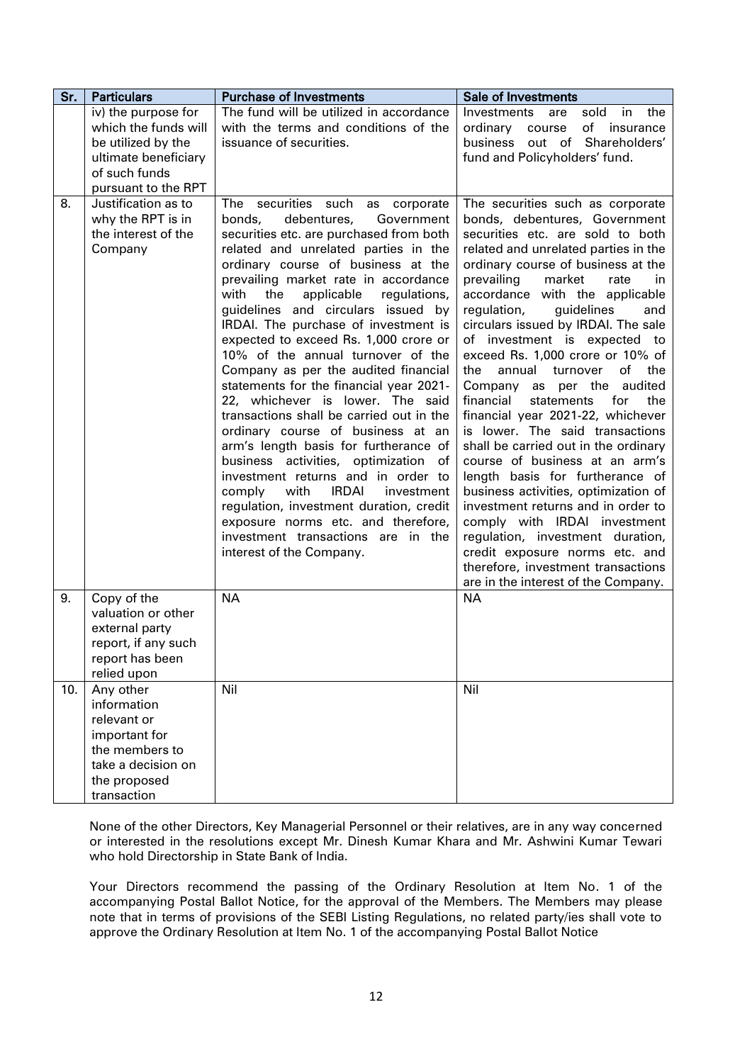| Sr. | Particulars | Purchase of Investments | Sale of Investments |
|---|---|---|---|
| | iv) the purpose for which the funds will be utilized by the ultimate beneficiary of such funds pursuant to the RPT | The fund will be utilized in accordance with the terms and conditions of the issuance of securities. | Investments are sold in the ordinary course of insurance business out of Shareholders' fund and Policyholders' fund. |
| 8. | Justification as to why the RPT is in the interest of the Company | The securities such as corporate bonds, debentures, Government securities etc. are purchased from both related and unrelated parties in the ordinary course of business at the prevailing market rate in accordance with the applicable regulations, guidelines and circulars issued by IRDAI. The purchase of investment is expected to exceed Rs. 1,000 crore or 10% of the annual turnover of the Company as per the audited financial statements for the financial year 2021-22, whichever is lower. The said transactions shall be carried out in the ordinary course of business at an arm's length basis for furtherance of business activities, optimization of investment returns and in order to comply with IRDAI investment regulation, investment duration, credit exposure norms etc. and therefore, investment transactions are in the interest of the Company. | The securities such as corporate bonds, debentures, Government securities etc. are sold to both related and unrelated parties in the ordinary course of business at the prevailing market rate in accordance with the applicable regulation, guidelines and circulars issued by IRDAI. The sale of investment is expected to exceed Rs. 1,000 crore or 10% of the annual turnover of the Company as per the audited financial statements for the financial year 2021-22, whichever is lower. The said transactions shall be carried out in the ordinary course of business at an arm's length basis for furtherance of business activities, optimization of investment returns and in order to comply with IRDAI investment regulation, investment duration, credit exposure norms etc. and therefore, investment transactions are in the interest of the Company. |
| 9. | Copy of the valuation or other external party report, if any such report has been relied upon | NA | NA |
| 10. | Any other information relevant or important for the members to take a decision on the proposed transaction | Nil | Nil |

None of the other Directors, Key Managerial Personnel or their relatives, are in any way concerned or interested in the resolutions except Mr. Dinesh Kumar Khara and Mr. Ashwini Kumar Tewari who hold Directorship in State Bank of India.

Your Directors recommend the passing of the Ordinary Resolution at Item No. 1 of the accompanying Postal Ballot Notice, for the approval of the Members. The Members may please note that in terms of provisions of the SEBI Listing Regulations, no related party/ies shall vote to approve the Ordinary Resolution at Item No. 1 of the accompanying Postal Ballot Notice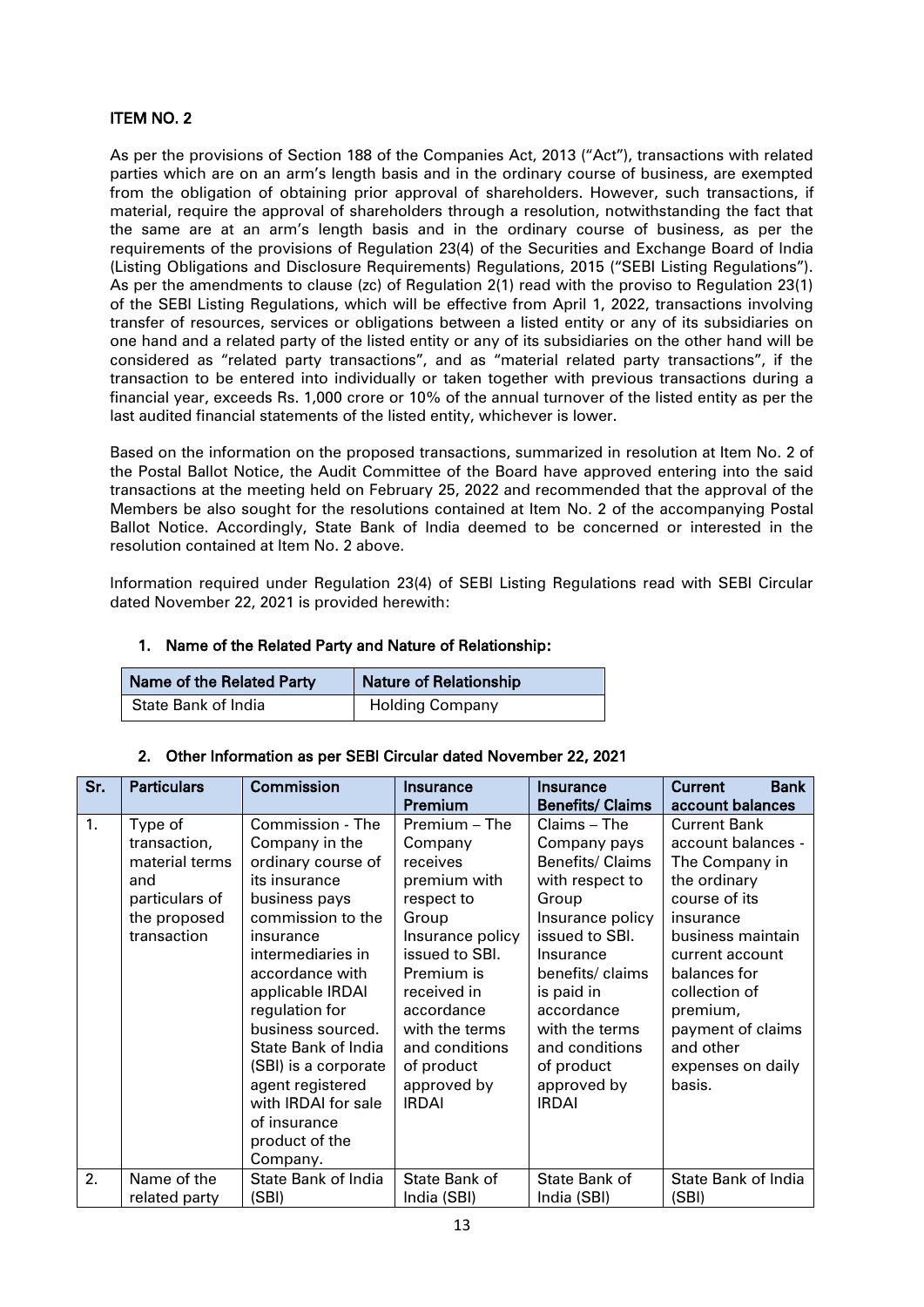### ITEM NO. 2

As per the provisions of Section 188 of the Companies Act, 2013 ("Act"), transactions with related parties which are on an arm's length basis and in the ordinary course of business, are exempted from the obligation of obtaining prior approval of shareholders. However, such transactions, if material, require the approval of shareholders through a resolution, notwithstanding the fact that the same are at an arm's length basis and in the ordinary course of business, as per the requirements of the provisions of Regulation 23(4) of the Securities and Exchange Board of India (Listing Obligations and Disclosure Requirements) Regulations, 2015 ("SEBI Listing Regulations"). As per the amendments to clause (zc) of Regulation 2(1) read with the proviso to Regulation 23(1) of the SEBI Listing Regulations, which will be effective from April 1, 2022, transactions involving transfer of resources, services or obligations between a listed entity or any of its subsidiaries on one hand and a related party of the listed entity or any of its subsidiaries on the other hand will be considered as "related party transactions", and as "material related party transactions", if the transaction to be entered into individually or taken together with previous transactions during a financial year, exceeds Rs. 1,000 crore or 10% of the annual turnover of the listed entity as per the last audited financial statements of the listed entity, whichever is lower.

Based on the information on the proposed transactions, summarized in resolution at Item No. 2 of the Postal Ballot Notice, the Audit Committee of the Board have approved entering into the said transactions at the meeting held on February 25, 2022 and recommended that the approval of the Members be also sought for the resolutions contained at Item No. 2 of the accompanying Postal Ballot Notice. Accordingly, State Bank of India deemed to be concerned or interested in the resolution contained at Item No. 2 above.

Information required under Regulation 23(4) of SEBI Listing Regulations read with SEBI Circular dated November 22, 2021 is provided herewith:

**1. Name of the Related Party and Nature of Relationship:**

| Name of the Related Party | Nature of Relationship |
|---|---|
| State Bank of India | Holding Company |

**2. Other Information as per SEBI Circular dated November 22, 2021**

| Sr. | Particulars | Commission | Insurance Premium | Insurance Benefits/ Claims | Current Bank account balances |
|---|---|---|---|---|---|
| 1. | Type of transaction, material terms and particulars of the proposed transaction | Commission - The Company in the ordinary course of its insurance business pays commission to the insurance intermediaries in accordance with applicable IRDAI regulation for business sourced. State Bank of India (SBI) is a corporate agent registered with IRDAI for sale of insurance product of the Company. | Premium – The Company receives premium with respect to Group Insurance policy issued to SBI. Premium is received in accordance with the terms and conditions of product approved by IRDAI | Claims – The Company pays Benefits/ Claims with respect to Group Insurance policy issued to SBI. Insurance benefits/ claims is paid in accordance with the terms and conditions of product approved by IRDAI | Current Bank account balances - The Company in the ordinary course of its insurance business maintain current account balances for collection of premium, payment of claims and other expenses on daily basis. |
| 2. | Name of the related party | State Bank of India (SBI) | State Bank of India (SBI) | State Bank of India (SBI) | State Bank of India (SBI) |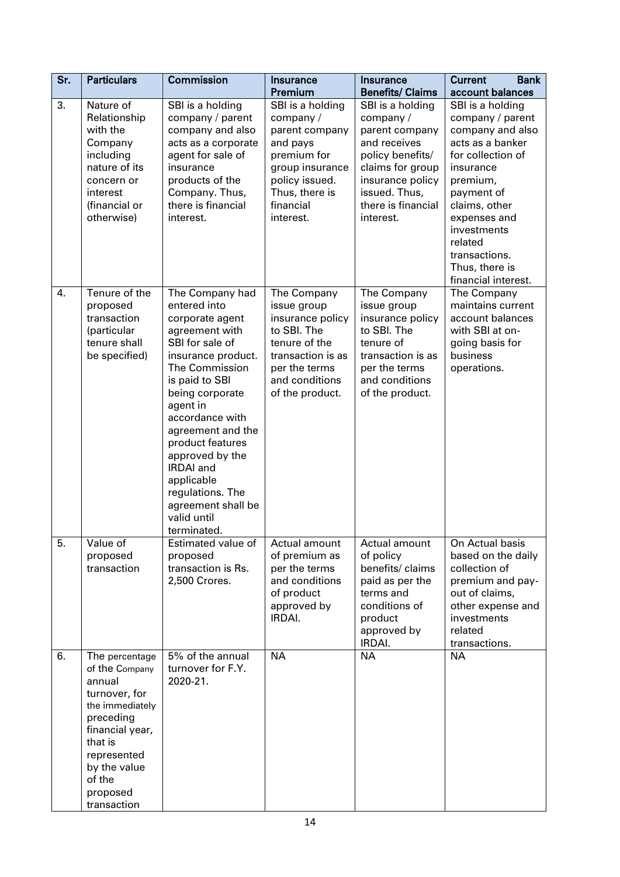| Sr. | Particulars | Commission | Insurance Premium | Insurance Benefits/ Claims | Current Bank account balances |
|---|---|---|---|---|---|
| 3. | Nature of Relationship with the Company including nature of its concern or interest (financial or otherwise) | SBI is a holding company / parent company and also acts as a corporate agent for sale of insurance products of the Company. Thus, there is financial interest. | SBI is a holding company / parent company and pays premium for group insurance policy issued. Thus, there is financial interest. | SBI is a holding company / parent company and receives policy benefits/ claims for group insurance policy issued. Thus, there is financial interest. | SBI is a holding company / parent company and also acts as a banker for collection of insurance premium, payment of claims, other expenses and investments related transactions. Thus, there is financial interest. |
| 4. | Tenure of the proposed transaction (particular tenure shall be specified) | The Company had entered into corporate agent agreement with SBI for sale of insurance product. The Commission is paid to SBI being corporate agent in accordance with agreement and the product features approved by the IRDAI and applicable regulations. The agreement shall be valid until terminated. | The Company issue group insurance policy to SBI. The tenure of the transaction is as per the terms and conditions of the product. | The Company issue group insurance policy to SBI. The tenure of transaction is as per the terms and conditions of the product. | The Company maintains current account balances with SBI at on-going basis for business operations. |
| 5. | Value of proposed transaction | Estimated value of proposed transaction is Rs. 2,500 Crores. | Actual amount of premium as per the terms and conditions of product approved by IRDAI. | Actual amount of policy benefits/ claims paid as per the terms and conditions of product approved by IRDAI. | On Actual basis based on the daily collection of premium and pay-out of claims, other expense and investments related transactions. |
| 6. | The percentage of the Company annual turnover, for the immediately preceding financial year, that is represented by the value of the proposed transaction | 5% of the annual turnover for F.Y. 2020-21. | NA | NA | NA |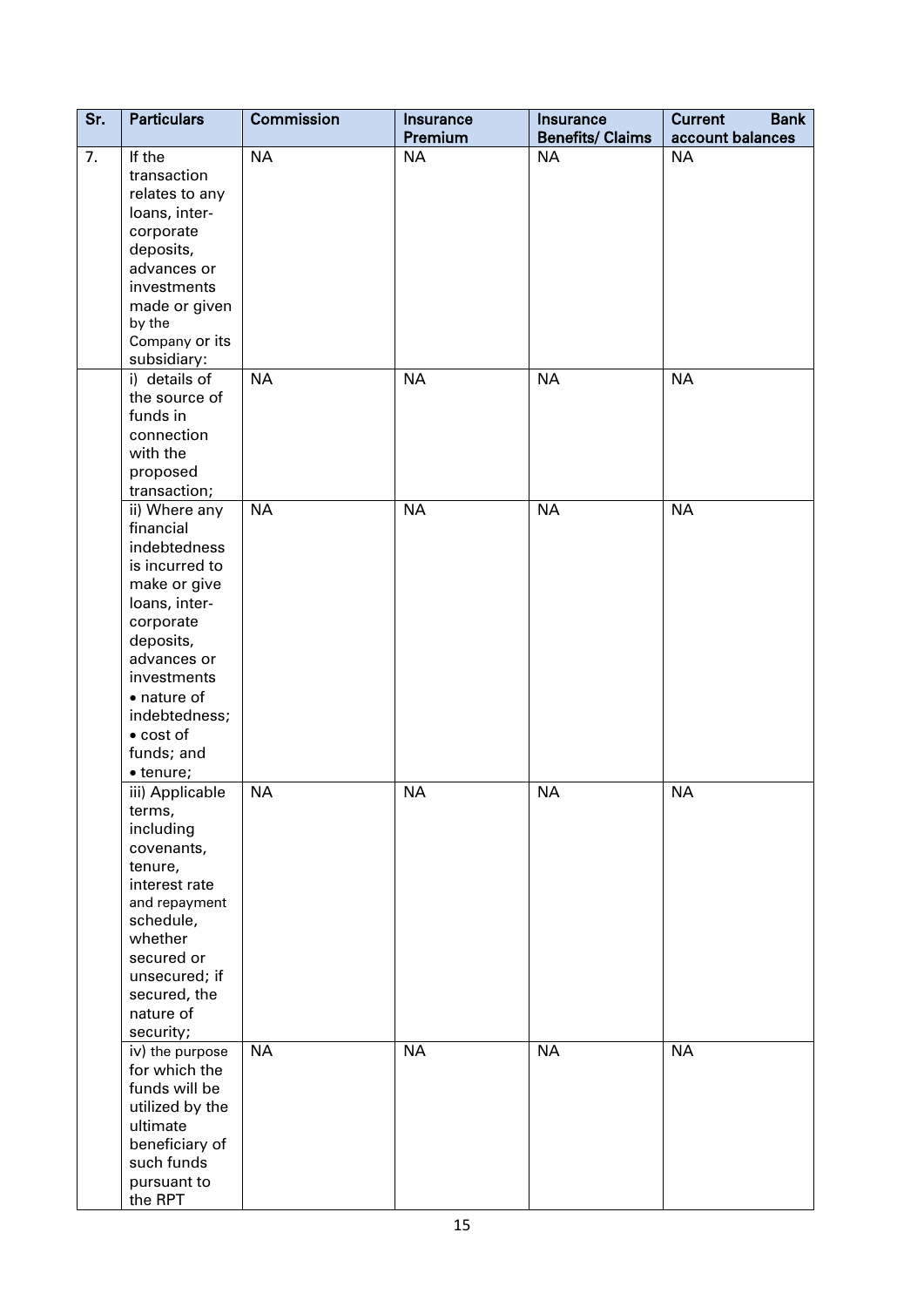| Sr. | Particulars | Commission | Insurance Premium | Insurance Benefits/ Claims | Current Bank account balances |
|---|---|---|---|---|---|
| 7. | If the transaction relates to any loans, inter-corporate deposits, advances or investments made or given by the Company or its subsidiary: | NA | NA | NA | NA |
| | i) details of the source of funds in connection with the proposed transaction; | NA | NA | NA | NA |
| | ii) Where any financial indebtedness is incurred to make or give loans, inter-corporate deposits, advances or investments • nature of indebtedness; • cost of funds; and • tenure; | NA | NA | NA | NA |
| | iii) Applicable terms, including covenants, tenure, interest rate and repayment schedule, whether secured or unsecured; if secured, the nature of security; | NA | NA | NA | NA |
| | iv) the purpose for which the funds will be utilized by the ultimate beneficiary of such funds pursuant to the RPT | NA | NA | NA | NA |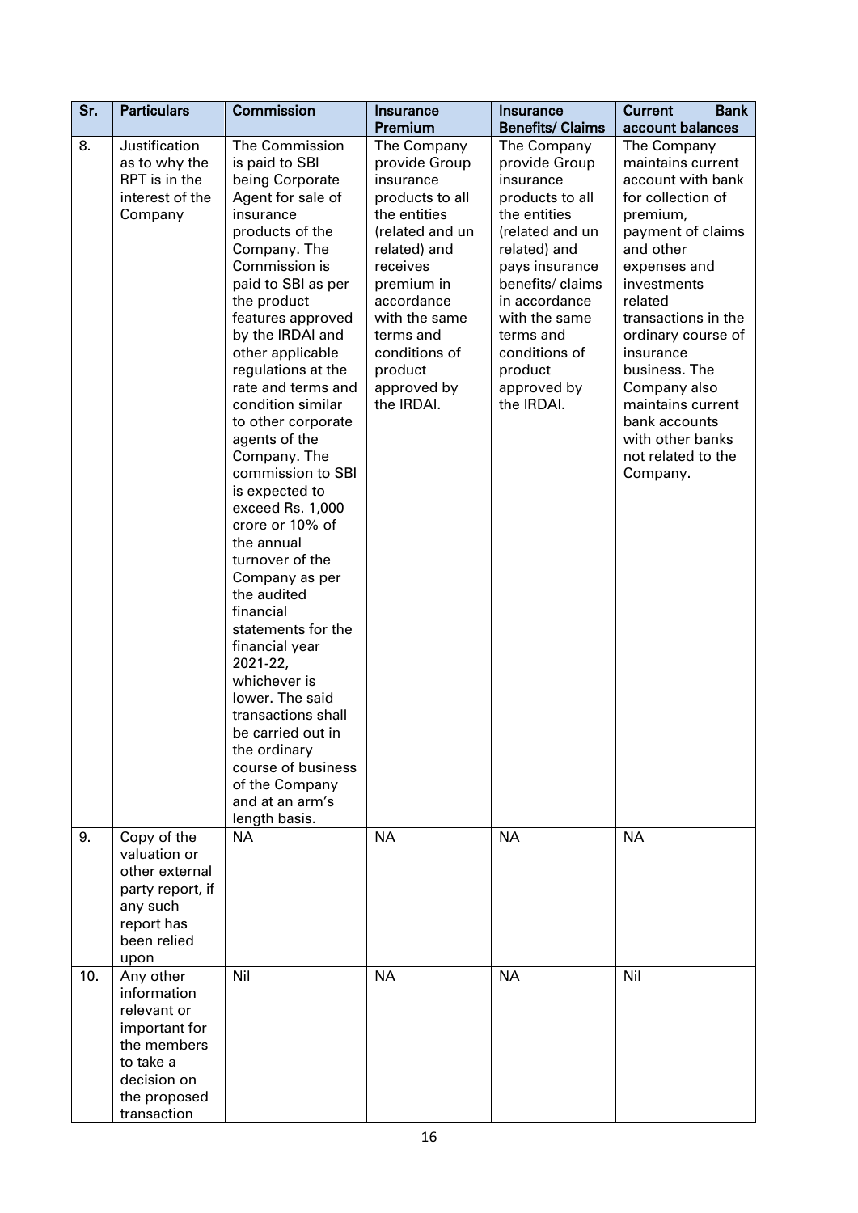| Sr. | Particulars | Commission | Insurance Premium | Insurance Benefits/ Claims | Current Bank account balances |
|---|---|---|---|---|---|
| 8. | Justification as to why the RPT is in the interest of the Company | The Commission is paid to SBI being Corporate Agent for sale of insurance products of the Company. The Commission is paid to SBI as per the product features approved by the IRDAI and other applicable regulations at the rate and terms and condition similar to other corporate agents of the Company. The commission to SBI is expected to exceed Rs. 1,000 crore or 10% of the annual turnover of the Company as per the audited financial statements for the financial year 2021-22, whichever is lower. The said transactions shall be carried out in the ordinary course of business of the Company and at an arm's length basis. | The Company provide Group insurance products to all the entities (related and un related) and receives premium in accordance with the same terms and conditions of product approved by the IRDAI. | The Company provide Group insurance products to all the entities (related and un related) and pays insurance benefits/ claims in accordance with the same terms and conditions of product approved by the IRDAI. | The Company maintains current account with bank for collection of premium, payment of claims and other expenses and investments related transactions in the ordinary course of insurance business. The Company also maintains current bank accounts with other banks not related to the Company. |
| 9. | Copy of the valuation or other external party report, if any such report has been relied upon | NA | NA | NA | NA |
| 10. | Any other information relevant or important for the members to take a decision on the proposed transaction | Nil | NA | NA | Nil |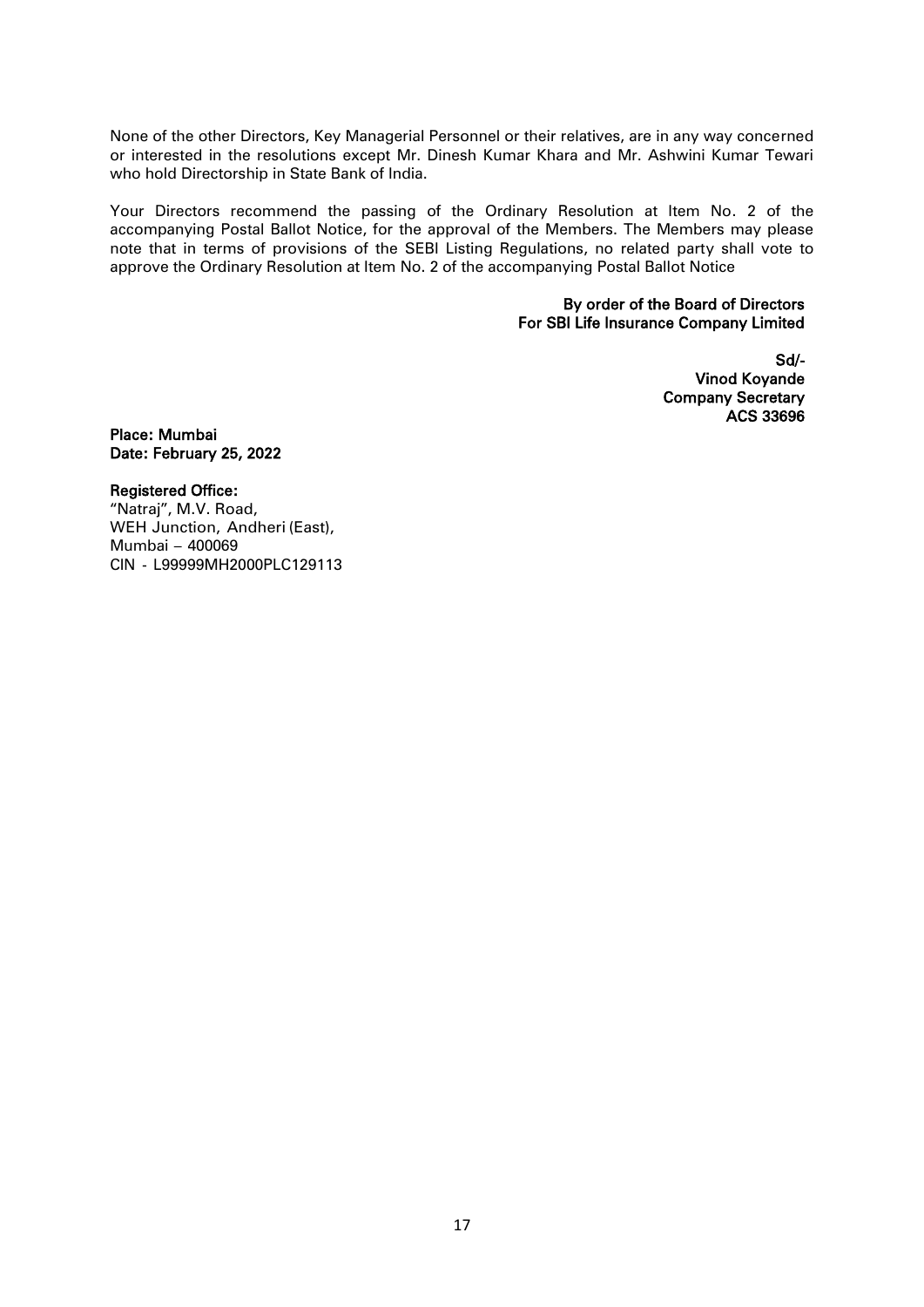None of the other Directors, Key Managerial Personnel or their relatives, are in any way concerned or interested in the resolutions except Mr. Dinesh Kumar Khara and Mr. Ashwini Kumar Tewari who hold Directorship in State Bank of India.

Your Directors recommend the passing of the Ordinary Resolution at Item No. 2 of the accompanying Postal Ballot Notice, for the approval of the Members. The Members may please note that in terms of provisions of the SEBI Listing Regulations, no related party shall vote to approve the Ordinary Resolution at Item No. 2 of the accompanying Postal Ballot Notice

**By order of the Board of Directors**
**For SBI Life Insurance Company Limited**

**Sd/-**
**Vinod Koyande**
**Company Secretary**
**ACS 33696**

**Place: Mumbai**
**Date: February 25, 2022**

**Registered Office:**
"Natraj", M.V. Road,
WEH Junction, Andheri (East),
Mumbai – 400069
CIN - L99999MH2000PLC129113